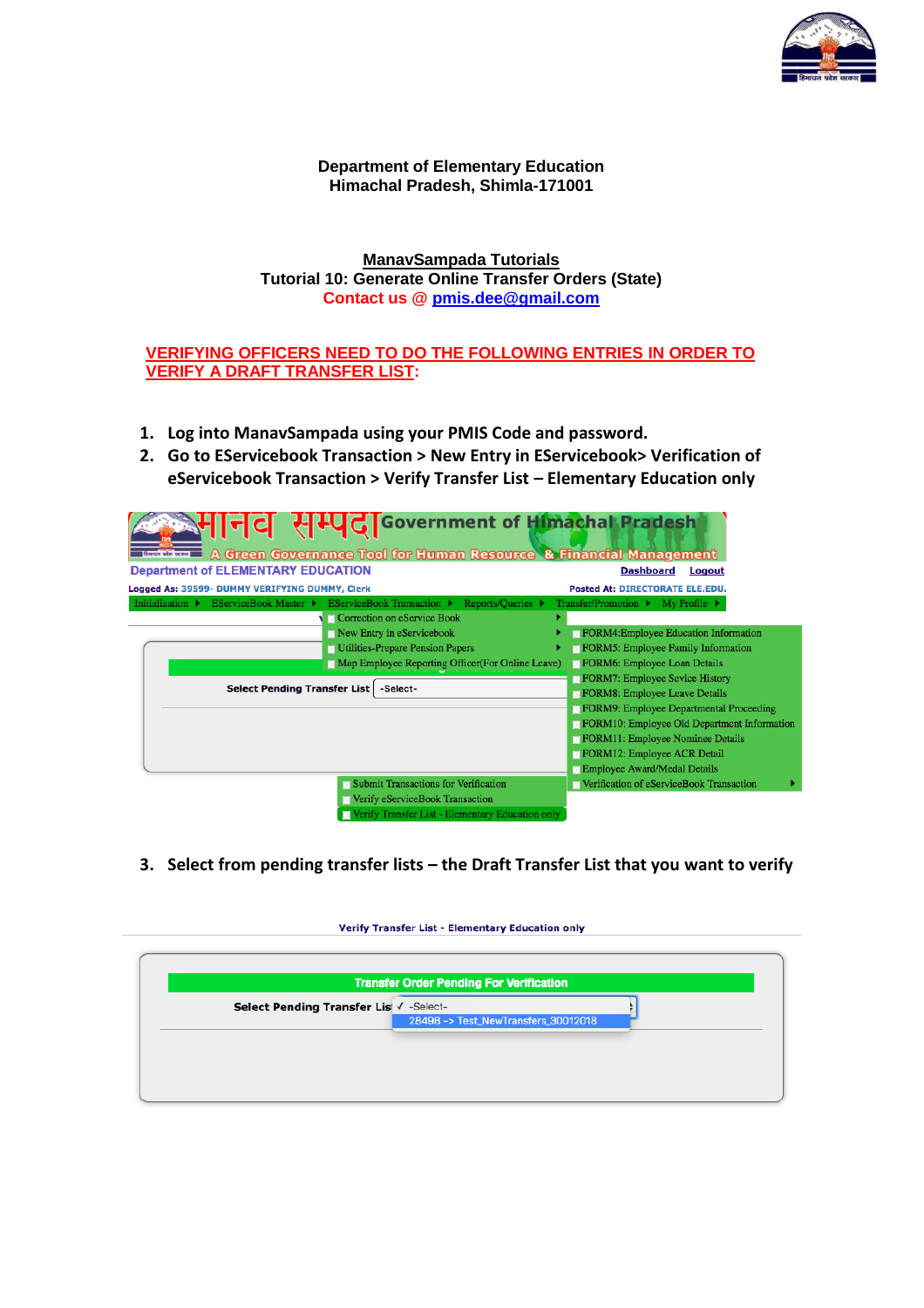Department of Elementary Education
Himachal Pradesh, Shimla-171001

## ManavSampada Tutorials

### Tutorial 10: Generate Online Transfer Orders (State)

Contact us @ pmis.dee@gmail.com

**VERIFYING OFFICERS NEED TO DO THE FOLLOWING ENTRIES IN ORDER TO VERIFY A DRAFT TRANSFER LIST:**

1. **Log into ManavSampada using your PMIS Code and password.**
2. **Go to EServicebook Transaction > New Entry in EServicebook> Verification of eServicebook Transaction > Verify Transfer List – Elementary Education only**

3. **Select from pending transfer lists – the Draft Transfer List that you want to verify**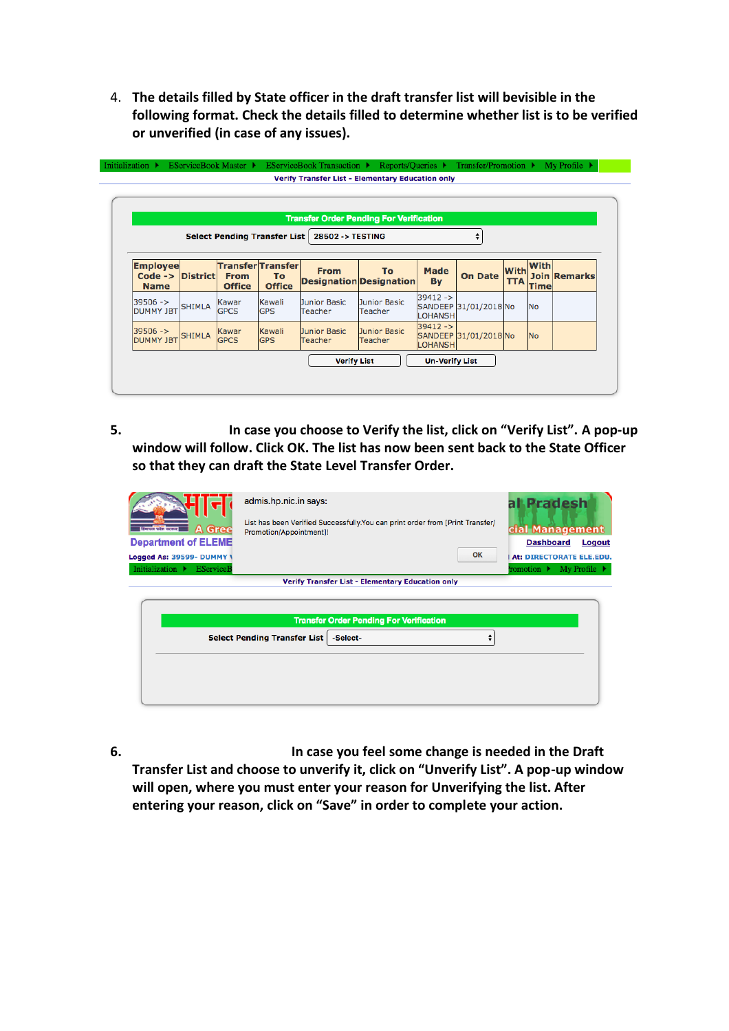4. **The details filled by State officer in the draft transfer list will bevisible in the following format. Check the details filled to determine whether list is to be verified or unverified (in case of any issues).**

Initialization ▸ EServiceBook Master ▸ EServiceBook Transaction ▸ Reports/Queries ▸ Transfer/Promotion ▸ My Profile ▸

**Verify Transfer List - Elementary Education only**

**Transfer Order Pending For Verification**

**Select Pending Transfer List** 28502 -> TESTING

| Employee Code -> Name | District | Transfer From Office | Transfer To Office | From Designation | To Designation | Made By | On Date | With TTA | With Join Time | Remarks |
|---|---|---|---|---|---|---|---|---|---|---|
| 39506 -> DUMMY JBT | SHIMLA | Kawar GPCS | Kawali GPS | Junior Basic Teacher | Junior Basic Teacher | 39412 -> SANDEEP LOHANSH | 31/01/2018 | No | No | |
| 39506 -> DUMMY JBT | SHIMLA | Kawar GPCS | Kawali GPS | Junior Basic Teacher | Junior Basic Teacher | 39412 -> SANDEEP LOHANSH | 31/01/2018 | No | No | |

Verify List | Un-Verify List

5. **In case you choose to Verify the list, click on "Verify List". A pop-up window will follow. Click OK. The list has now been sent back to the State Officer so that they can draft the State Level Transfer Order.**

admis.hp.nic.in says:

List has been Verified Successfully.You can print order from [Print Transfer/ Promotion/Appointment]!

OK

Department of ELEME... | al Pradesh | cial Management | Dashboard | Logout

Logged As: 39599- DUMMY ... | At: DIRECTORATE ELE.EDU.

Initialization ▸ EServiceB... romotion ▸ My Profile ▸

**Verify Transfer List - Elementary Education only**

**Transfer Order Pending For Verification**

**Select Pending Transfer List** -Select-

6. **In case you feel some change is needed in the Draft Transfer List and choose to unverify it, click on "Unverify List". A pop-up window will open, where you must enter your reason for Unverifying the list. After entering your reason, click on "Save" in order to complete your action.**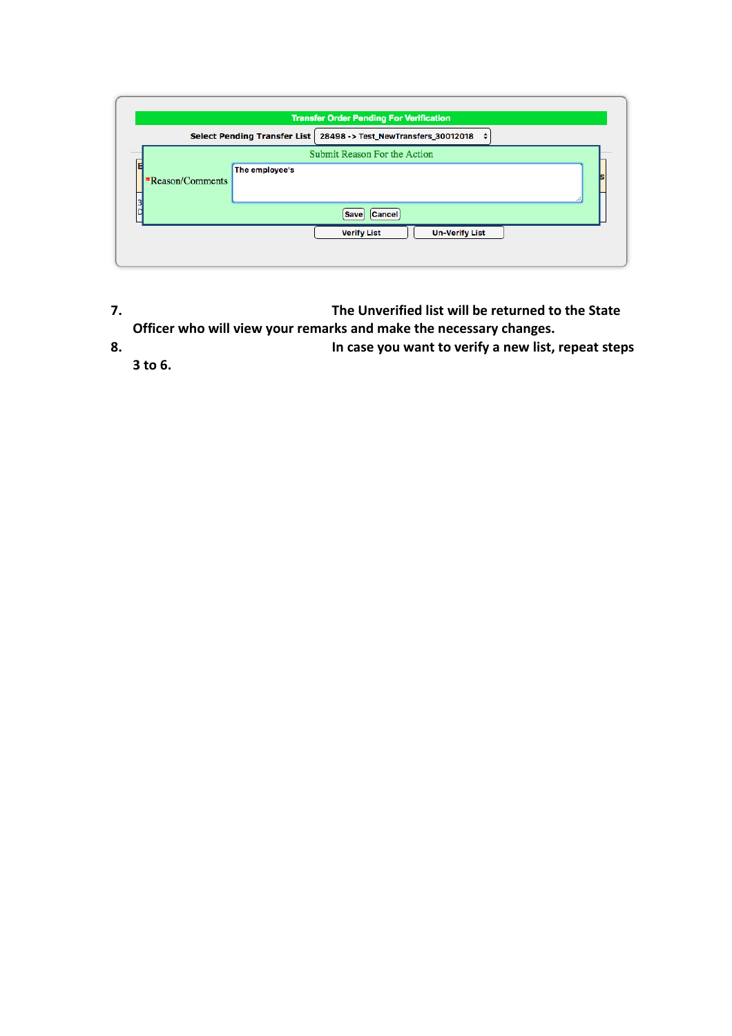Transfer Order Pending For Verification

Select Pending Transfer List 28498 -> Test_NewTransfers_30012018

Submit Reason For the Action

*Reason/Comments The employee's

Save Cancel

Verify List Un-Verify List

7. The Unverified list will be returned to the State Officer who will view your remarks and make the necessary changes.
8. In case you want to verify a new list, repeat steps 3 to 6.